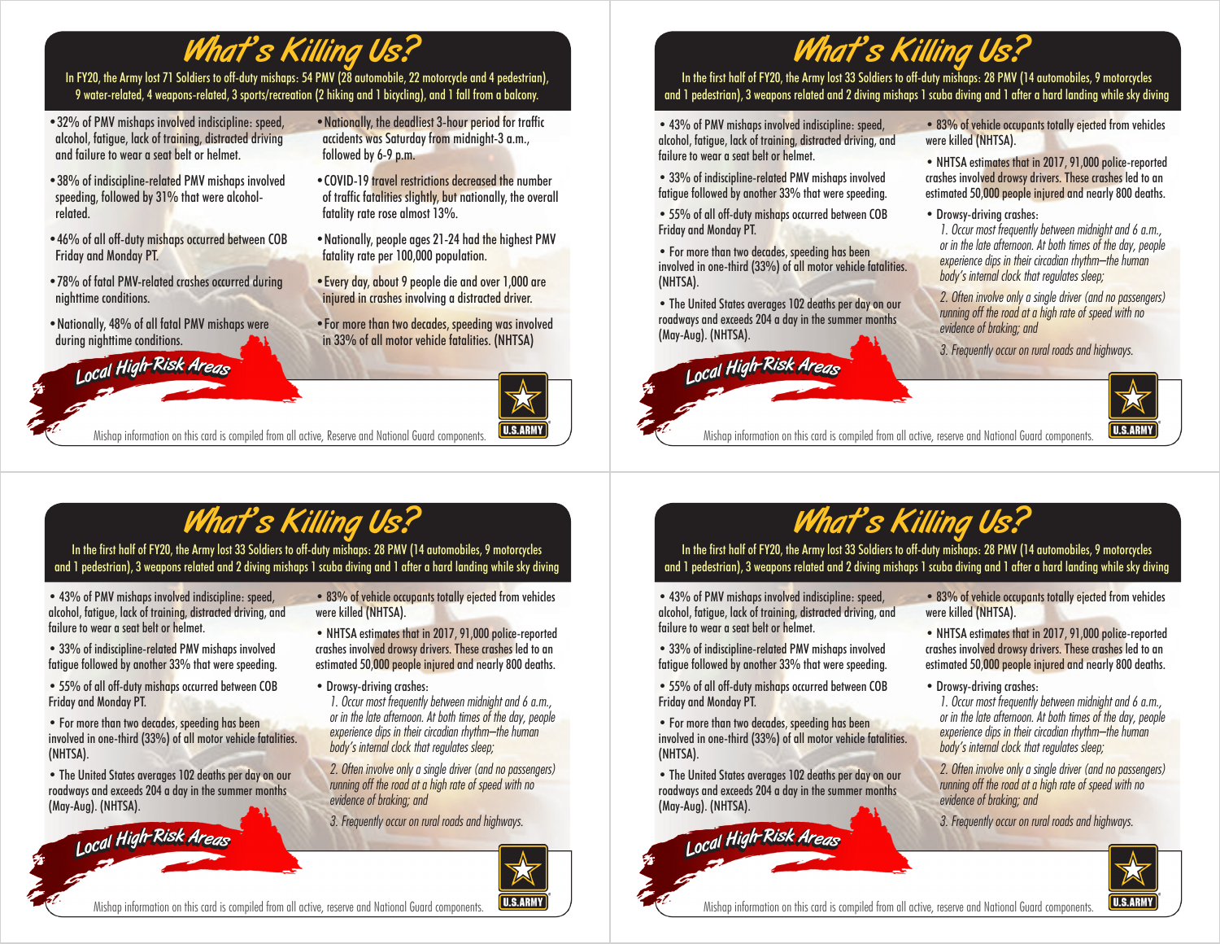# What's Killing Us?

In FY20, the Army lost 71 Soldiers to off-duty mishaps: 54 PMV (28 automobile, 22 motorcycle and 4 pedestrian), 9 water-related, 4 weapons-related, 3 sports/recreation (2 hiking and 1 bicycling), and 1 fall from a balcony.

- 32% of PMV mishaps involved indiscipline: speed, alcohol, fatigue, lack of training, distracted driving and failure to wear a seat belt or helmet.
- 38% of indiscipline-related PMV mishaps involved speeding, followed by 31% that were alcohol-related.
- 46% of all off-duty mishaps occurred between COB Friday and Monday PT.
- 78% of fatal PMV-related crashes occurred during nighttime conditions.
- Nationally, 48% of all fatal PMV mishaps were during nighttime conditions.
- Nationally, the deadliest 3-hour period for traffic accidents was Saturday from midnight-3 a.m., followed by 6-9 p.m.
- COVID-19 travel restrictions decreased the number of traffic fatalities slightly, but nationally, the overall fatality rate rose almost 13%.
- Nationally, people ages 21-24 had the highest PMV fatality rate per 100,000 population.
- Every day, about 9 people die and over 1,000 are injured in crashes involving a distracted driver.
- For more than two decades, speeding was involved in 33% of all motor vehicle fatalities. (NHTSA)

**Local High-Risk Areas**

Mishap information on this card is compiled from all active, Reserve and National Guard components.

U.S.ARMY

# What's Killing Us?

In the first half of FY20, the Army lost 33 Soldiers to off-duty mishaps: 28 PMV (14 automobiles, 9 motorcycles and 1 pedestrian), 3 weapons related and 2 diving mishaps 1 scuba diving and 1 after a hard landing while sky diving

- 43% of PMV mishaps involved indiscipline: speed, alcohol, fatigue, lack of training, distracted driving, and failure to wear a seat belt or helmet.
- 33% of indiscipline-related PMV mishaps involved fatigue followed by another 33% that were speeding.
- 55% of all off-duty mishaps occurred between COB Friday and Monday PT.
- For more than two decades, speeding has been involved in one-third (33%) of all motor vehicle fatalities. (NHTSA).
- The United States averages 102 deaths per day on our roadways and exceeds 204 a day in the summer months (May-Aug). (NHTSA).
- 83% of vehicle occupants totally ejected from vehicles were killed (NHTSA).
- NHTSA estimates that in 2017, 91,000 police-reported crashes involved drowsy drivers. These crashes led to an estimated 50,000 people injured and nearly 800 deaths.
- Drowsy-driving crashes:
  *1. Occur most frequently between midnight and 6 a.m., or in the late afternoon. At both times of the day, people experience dips in their circadian rhythm—the human body's internal clock that regulates sleep;*

  *2. Often involve only a single driver (and no passengers) running off the road at a high rate of speed with no evidence of braking; and*

  *3. Frequently occur on rural roads and highways.*

**Local High-Risk Areas**

Mishap information on this card is compiled from all active, reserve and National Guard components.

U.S.ARMY

# What's Killing Us?

In the first half of FY20, the Army lost 33 Soldiers to off-duty mishaps: 28 PMV (14 automobiles, 9 motorcycles and 1 pedestrian), 3 weapons related and 2 diving mishaps 1 scuba diving and 1 after a hard landing while sky diving

- 43% of PMV mishaps involved indiscipline: speed, alcohol, fatigue, lack of training, distracted driving, and failure to wear a seat belt or helmet.
- 33% of indiscipline-related PMV mishaps involved fatigue followed by another 33% that were speeding.
- 55% of all off-duty mishaps occurred between COB Friday and Monday PT.
- For more than two decades, speeding has been involved in one-third (33%) of all motor vehicle fatalities. (NHTSA).
- The United States averages 102 deaths per day on our roadways and exceeds 204 a day in the summer months (May-Aug). (NHTSA).
- 83% of vehicle occupants totally ejected from vehicles were killed (NHTSA).
- NHTSA estimates that in 2017, 91,000 police-reported crashes involved drowsy drivers. These crashes led to an estimated 50,000 people injured and nearly 800 deaths.
- Drowsy-driving crashes:
  *1. Occur most frequently between midnight and 6 a.m., or in the late afternoon. At both times of the day, people experience dips in their circadian rhythm—the human body's internal clock that regulates sleep;*

  *2. Often involve only a single driver (and no passengers) running off the road at a high rate of speed with no evidence of braking; and*

  *3. Frequently occur on rural roads and highways.*

**Local High-Risk Areas**

Mishap information on this card is compiled from all active, reserve and National Guard components.

U.S.ARMY

# What's Killing Us?

In the first half of FY20, the Army lost 33 Soldiers to off-duty mishaps: 28 PMV (14 automobiles, 9 motorcycles and 1 pedestrian), 3 weapons related and 2 diving mishaps 1 scuba diving and 1 after a hard landing while sky diving

- 43% of PMV mishaps involved indiscipline: speed, alcohol, fatigue, lack of training, distracted driving, and failure to wear a seat belt or helmet.
- 33% of indiscipline-related PMV mishaps involved fatigue followed by another 33% that were speeding.
- 55% of all off-duty mishaps occurred between COB Friday and Monday PT.
- For more than two decades, speeding has been involved in one-third (33%) of all motor vehicle fatalities. (NHTSA).
- The United States averages 102 deaths per day on our roadways and exceeds 204 a day in the summer months (May-Aug). (NHTSA).
- 83% of vehicle occupants totally ejected from vehicles were killed (NHTSA).
- NHTSA estimates that in 2017, 91,000 police-reported crashes involved drowsy drivers. These crashes led to an estimated 50,000 people injured and nearly 800 deaths.
- Drowsy-driving crashes:
  *1. Occur most frequently between midnight and 6 a.m., or in the late afternoon. At both times of the day, people experience dips in their circadian rhythm—the human body's internal clock that regulates sleep;*

  *2. Often involve only a single driver (and no passengers) running off the road at a high rate of speed with no evidence of braking; and*

  *3. Frequently occur on rural roads and highways.*

**Local High-Risk Areas**

Mishap information on this card is compiled from all active, reserve and National Guard components.

U.S.ARMY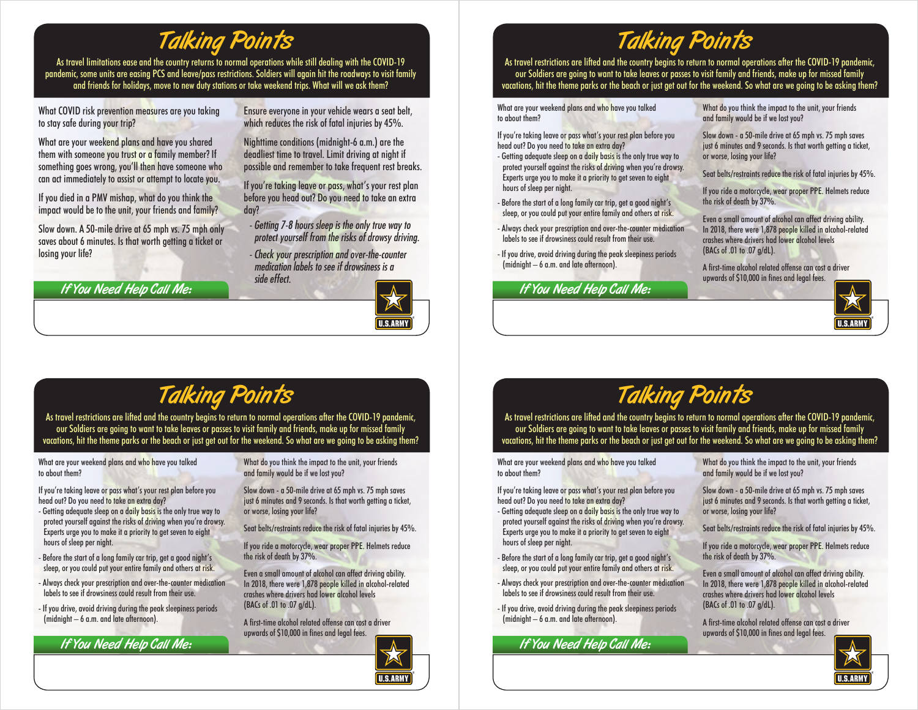# Talking Points

As travel limitations ease and the country returns to normal operations while still dealing with the COVID-19 pandemic, some units are easing PCS and leave/pass restrictions. Soldiers will again hit the roadways to visit family and friends for holidays, move to new duty stations or take weekend trips. What will we ask them?

What COVID risk prevention measures are you taking to stay safe during your trip?

What are your weekend plans and have you shared them with someone you trust or a family member? If something goes wrong, you'll then have someone who can act immediately to assist or attempt to locate you.

If you died in a PMV mishap, what do you think the impact would be to the unit, your friends and family?

Slow down. A 50-mile drive at 65 mph vs. 75 mph only saves about 6 minutes. Is that worth getting a ticket or losing your life?

Ensure everyone in your vehicle wears a seat belt, which reduces the risk of fatal injuries by 45%.

Nighttime conditions (midnight-6 a.m.) are the deadliest time to travel. Limit driving at night if possible and remember to take frequent rest breaks.

If you're taking leave or pass, what's your rest plan before you head out? Do you need to take an extra day?

- *Getting 7-8 hours sleep is the only true way to protect yourself from the risks of drowsy driving.*
- *Check your prescription and over-the-counter medication labels to see if drowsiness is a side effect.*

***If You Need Help Call Me:***

U.S.ARMY

---

# Talking Points

As travel restrictions are lifted and the country begins to return to normal operations after the COVID-19 pandemic, our Soldiers are going to want to take leaves or passes to visit family and friends, make up for missed family vacations, hit the theme parks or the beach or just get out for the weekend. So what are we going to be asking them?

What are your weekend plans and who have you talked to about them?

If you're taking leave or pass what's your rest plan before you head out? Do you need to take an extra day?

- Getting adequate sleep on a daily basis is the only true way to protect yourself against the risks of driving when you're drowsy. Experts urge you to make it a priority to get seven to eight hours of sleep per night.
- Before the start of a long family car trip, get a good night's sleep, or you could put your entire family and others at risk.
- Always check your prescription and over-the-counter medication labels to see if drowsiness could result from their use.
- If you drive, avoid driving during the peak sleepiness periods (midnight – 6 a.m. and late afternoon).

What do you think the impact to the unit, your friends and family would be if we lost you?

Slow down - a 50-mile drive at 65 mph vs. 75 mph saves just 6 minutes and 9 seconds. Is that worth getting a ticket, or worse, losing your life?

Seat belts/restraints reduce the risk of fatal injuries by 45%.

If you ride a motorcycle, wear proper PPE. Helmets reduce the risk of death by 37%.

Even a small amount of alcohol can affect driving ability. In 2018, there were 1,878 people killed in alcohol-related crashes where drivers had lower alcohol levels (BACs of .01 to .07 g/dL).

A first-time alcohol related offense can cost a driver upwards of $10,000 in fines and legal fees.

***If You Need Help Call Me:***

U.S.ARMY

---

# Talking Points

As travel restrictions are lifted and the country begins to return to normal operations after the COVID-19 pandemic, our Soldiers are going to want to take leaves or passes to visit family and friends, make up for missed family vacations, hit the theme parks or the beach or just get out for the weekend. So what are we going to be asking them?

What are your weekend plans and who have you talked to about them?

If you're taking leave or pass what's your rest plan before you head out? Do you need to take an extra day?

- Getting adequate sleep on a daily basis is the only true way to protect yourself against the risks of driving when you're drowsy. Experts urge you to make it a priority to get seven to eight hours of sleep per night.
- Before the start of a long family car trip, get a good night's sleep, or you could put your entire family and others at risk.
- Always check your prescription and over-the-counter medication labels to see if drowsiness could result from their use.
- If you drive, avoid driving during the peak sleepiness periods (midnight – 6 a.m. and late afternoon).

What do you think the impact to the unit, your friends and family would be if we lost you?

Slow down - a 50-mile drive at 65 mph vs. 75 mph saves just 6 minutes and 9 seconds. Is that worth getting a ticket, or worse, losing your life?

Seat belts/restraints reduce the risk of fatal injuries by 45%.

If you ride a motorcycle, wear proper PPE. Helmets reduce the risk of death by 37%.

Even a small amount of alcohol can affect driving ability. In 2018, there were 1,878 people killed in alcohol-related crashes where drivers had lower alcohol levels (BACs of .01 to .07 g/dL).

A first-time alcohol related offense can cost a driver upwards of $10,000 in fines and legal fees.

***If You Need Help Call Me:***

U.S.ARMY

---

# Talking Points

As travel restrictions are lifted and the country begins to return to normal operations after the COVID-19 pandemic, our Soldiers are going to want to take leaves or passes to visit family and friends, make up for missed family vacations, hit the theme parks or the beach or just get out for the weekend. So what are we going to be asking them?

What are your weekend plans and who have you talked to about them?

If you're taking leave or pass what's your rest plan before you head out? Do you need to take an extra day?

- Getting adequate sleep on a daily basis is the only true way to protect yourself against the risks of driving when you're drowsy. Experts urge you to make it a priority to get seven to eight hours of sleep per night.
- Before the start of a long family car trip, get a good night's sleep, or you could put your entire family and others at risk.
- Always check your prescription and over-the-counter medication labels to see if drowsiness could result from their use.
- If you drive, avoid driving during the peak sleepiness periods (midnight – 6 a.m. and late afternoon).

What do you think the impact to the unit, your friends and family would be if we lost you?

Slow down - a 50-mile drive at 65 mph vs. 75 mph saves just 6 minutes and 9 seconds. Is that worth getting a ticket, or worse, losing your life?

Seat belts/restraints reduce the risk of fatal injuries by 45%.

If you ride a motorcycle, wear proper PPE. Helmets reduce the risk of death by 37%.

Even a small amount of alcohol can affect driving ability. In 2018, there were 1,878 people killed in alcohol-related crashes where drivers had lower alcohol levels (BACs of .01 to .07 g/dL).

A first-time alcohol related offense can cost a driver upwards of $10,000 in fines and legal fees.

***If You Need Help Call Me:***

U.S.ARMY